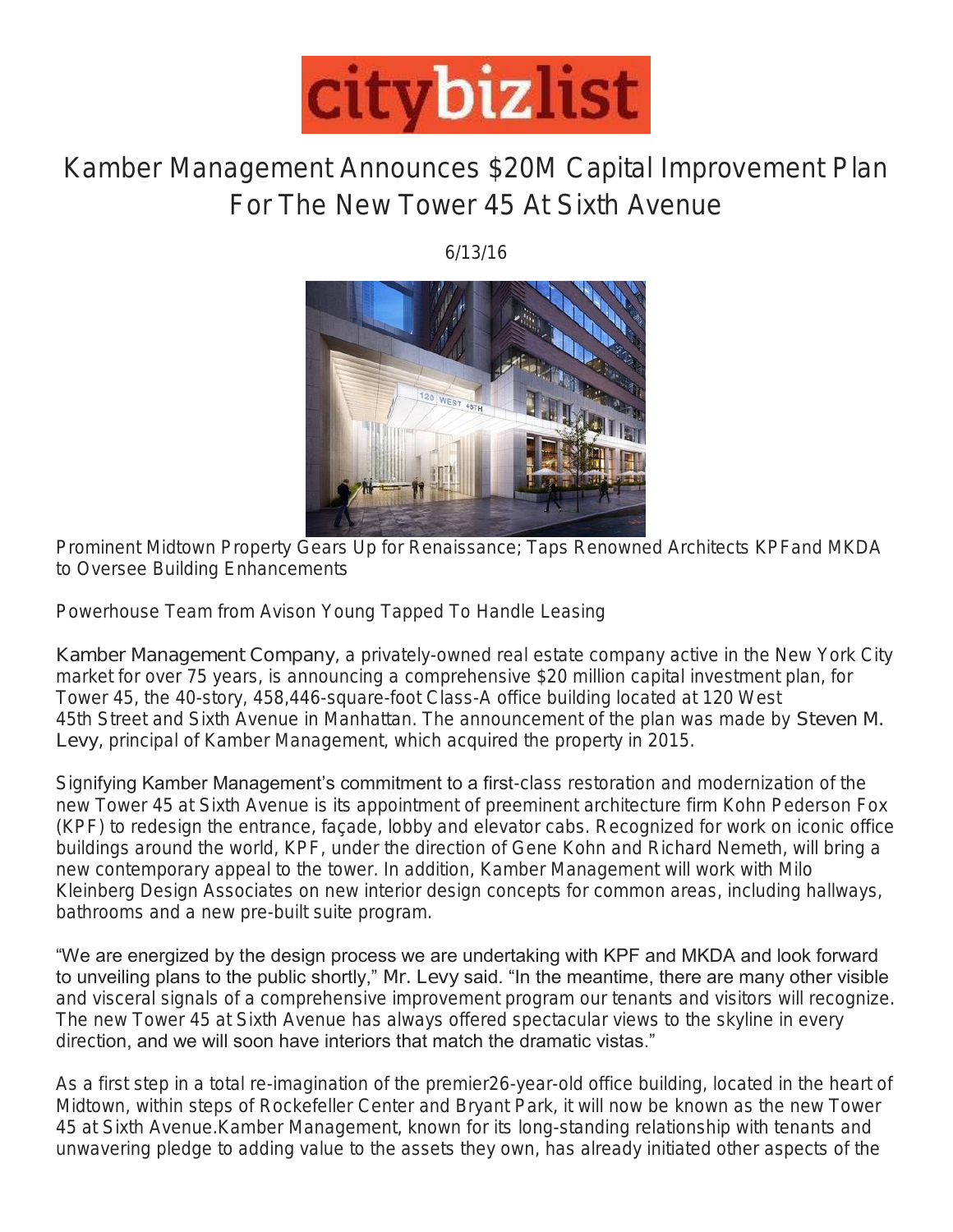citybizlist

# Kamber Management Announces $20M Capital Improvement Plan For The New Tower 45 At Sixth Avenue

6/13/16

Prominent Midtown Property Gears Up for Renaissance; Taps Renowned Architects KPF and MKDA to Oversee Building Enhancements

Powerhouse Team from Avison Young Tapped To Handle Leasing

Kamber Management Company, a privately-owned real estate company active in the New York City market for over 75 years, is announcing a comprehensive $20 million capital investment plan, for Tower 45, the 40-story, 458,446-square-foot Class-A office building located at 120 West 45th Street and Sixth Avenue in Manhattan. The announcement of the plan was made by Steven M. Levy, principal of Kamber Management, which acquired the property in 2015.

Signifying Kamber Management's commitment to a first-class restoration and modernization of the new Tower 45 at Sixth Avenue is its appointment of preeminent architecture firm Kohn Pederson Fox (KPF) to redesign the entrance, façade, lobby and elevator cabs. Recognized for work on iconic office buildings around the world, KPF, under the direction of Gene Kohn and Richard Nemeth, will bring a new contemporary appeal to the tower. In addition, Kamber Management will work with Milo Kleinberg Design Associates on new interior design concepts for common areas, including hallways, bathrooms and a new pre-built suite program.

"We are energized by the design process we are undertaking with KPF and MKDA and look forward to unveiling plans to the public shortly," Mr. Levy said. "In the meantime, there are many other visible and visceral signals of a comprehensive improvement program our tenants and visitors will recognize. The new Tower 45 at Sixth Avenue has always offered spectacular views to the skyline in every direction, and we will soon have interiors that match the dramatic vistas."

As a first step in a total re-imagination of the premier26-year-old office building, located in the heart of Midtown, within steps of Rockefeller Center and Bryant Park, it will now be known as the new Tower 45 at Sixth Avenue.Kamber Management, known for its long-standing relationship with tenants and unwavering pledge to adding value to the assets they own, has already initiated other aspects of the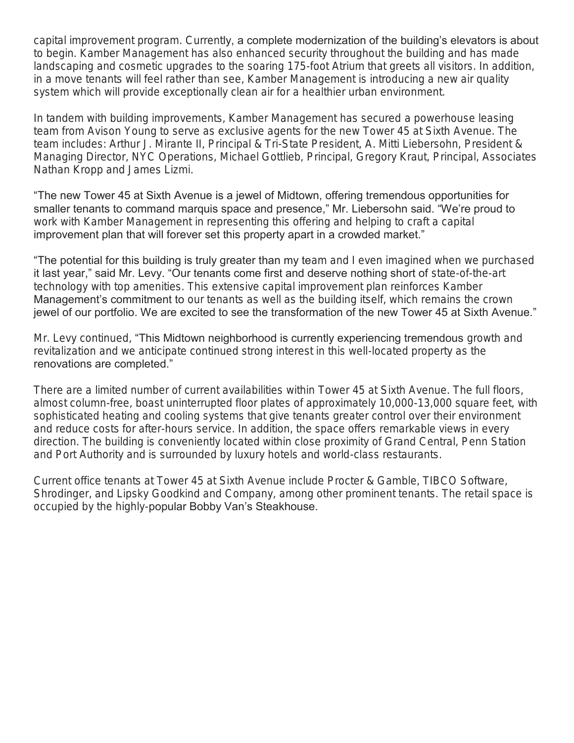capital improvement program. Currently, a complete modernization of the building's elevators is about to begin. Kamber Management has also enhanced security throughout the building and has made landscaping and cosmetic upgrades to the soaring 175-foot Atrium that greets all visitors. In addition, in a move tenants will feel rather than see, Kamber Management is introducing a new air quality system which will provide exceptionally clean air for a healthier urban environment.

In tandem with building improvements, Kamber Management has secured a powerhouse leasing team from Avison Young to serve as exclusive agents for the new Tower 45 at Sixth Avenue. The team includes: Arthur J. Mirante II, Principal & Tri-State President, A. Mitti Liebersohn, President & Managing Director, NYC Operations, Michael Gottlieb, Principal, Gregory Kraut, Principal, Associates Nathan Kropp and James Lizmi.

"The new Tower 45 at Sixth Avenue is a jewel of Midtown, offering tremendous opportunities for smaller tenants to command marquis space and presence," Mr. Liebersohn said. "We're proud to work with Kamber Management in representing this offering and helping to craft a capital improvement plan that will forever set this property apart in a crowded market."

"The potential for this building is truly greater than my team and I even imagined when we purchased it last year," said Mr. Levy. "Our tenants come first and deserve nothing short of state-of-the-art technology with top amenities. This extensive capital improvement plan reinforces Kamber Management's commitment to our tenants as well as the building itself, which remains the crown jewel of our portfolio. We are excited to see the transformation of the new Tower 45 at Sixth Avenue."

Mr. Levy continued, "This Midtown neighborhood is currently experiencing tremendous growth and revitalization and we anticipate continued strong interest in this well-located property as the renovations are completed."

There are a limited number of current availabilities within Tower 45 at Sixth Avenue. The full floors, almost column-free, boast uninterrupted floor plates of approximately 10,000-13,000 square feet, with sophisticated heating and cooling systems that give tenants greater control over their environment and reduce costs for after-hours service. In addition, the space offers remarkable views in every direction. The building is conveniently located within close proximity of Grand Central, Penn Station and Port Authority and is surrounded by luxury hotels and world-class restaurants.

Current office tenants at Tower 45 at Sixth Avenue include Procter & Gamble, TIBCO Software, Shrodinger, and Lipsky Goodkind and Company, among other prominent tenants. The retail space is occupied by the highly-popular Bobby Van's Steakhouse.